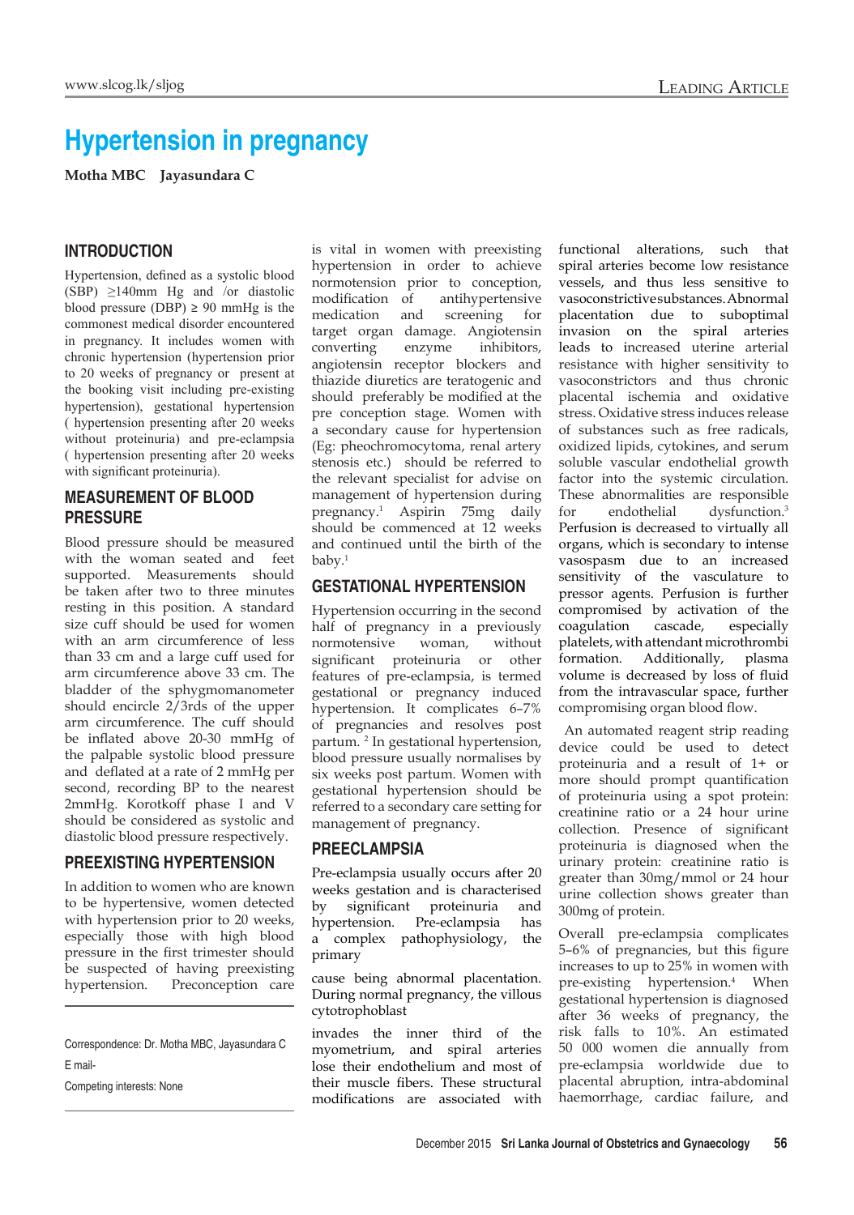# Hypertension in pregnancy

**Motha MBC Jayasundara C**

## INTRODUCTION

Hypertension, defined as a systolic blood (SBP) ≥140mm Hg and /or diastolic blood pressure (DBP) ≥ 90 mmHg is the commonest medical disorder encountered in pregnancy. It includes women with chronic hypertension (hypertension prior to 20 weeks of pregnancy or present at the booking visit including pre-existing hypertension), gestational hypertension ( hypertension presenting after 20 weeks without proteinuria) and pre-eclampsia ( hypertension presenting after 20 weeks with significant proteinuria).

## MEASUREMENT OF BLOOD PRESSURE

Blood pressure should be measured with the woman seated and feet supported. Measurements should be taken after two to three minutes resting in this position. A standard size cuff should be used for women with an arm circumference of less than 33 cm and a large cuff used for arm circumference above 33 cm. The bladder of the sphygmomanometer should encircle 2/3rds of the upper arm circumference. The cuff should be inflated above 20-30 mmHg of the palpable systolic blood pressure and deflated at a rate of 2 mmHg per second, recording BP to the nearest 2mmHg. Korotkoff phase I and V should be considered as systolic and diastolic blood pressure respectively.

## PREEXISTING HYPERTENSION

In addition to women who are known to be hypertensive, women detected with hypertension prior to 20 weeks, especially those with high blood pressure in the first trimester should be suspected of having preexisting hypertension. Preconception care is vital in women with preexisting hypertension in order to achieve normotension prior to conception, modification of antihypertensive medication and screening for target organ damage. Angiotensin converting enzyme inhibitors, angiotensin receptor blockers and thiazide diuretics are teratogenic and should preferably be modified at the pre conception stage. Women with a secondary cause for hypertension (Eg: pheochromocytoma, renal artery stenosis etc.) should be referred to the relevant specialist for advise on management of hypertension during pregnancy.[1] Aspirin 75mg daily should be commenced at 12 weeks and continued until the birth of the baby.[1]

## GESTATIONAL HYPERTENSION

Hypertension occurring in the second half of pregnancy in a previously normotensive woman, without significant proteinuria or other features of pre-eclampsia, is termed gestational or pregnancy induced hypertension. It complicates 6–7% of pregnancies and resolves post partum. [2] In gestational hypertension, blood pressure usually normalises by six weeks post partum. Women with gestational hypertension should be referred to a secondary care setting for management of pregnancy.

## PREECLAMPSIA

Pre-eclampsia usually occurs after 20 weeks gestation and is characterised by significant proteinuria and hypertension. Pre-eclampsia has a complex pathophysiology, the primary cause being abnormal placentation. During normal pregnancy, the villous cytotrophoblast invades the inner third of the myometrium, and spiral arteries lose their endothelium and most of their muscle fibers. These structural modifications are associated with functional alterations, such that spiral arteries become low resistance vessels, and thus less sensitive to vasoconstrictive substances. Abnormal placentation due to suboptimal invasion on the spiral arteries leads to increased uterine arterial resistance with higher sensitivity to vasoconstrictors and thus chronic placental ischemia and oxidative stress. Oxidative stress induces release of substances such as free radicals, oxidized lipids, cytokines, and serum soluble vascular endothelial growth factor into the systemic circulation. These abnormalities are responsible for endothelial dysfunction.[3] Perfusion is decreased to virtually all organs, which is secondary to intense vasospasm due to an increased sensitivity of the vasculature to pressor agents. Perfusion is further compromised by activation of the coagulation cascade, especially platelets, with attendant microthrombi formation. Additionally, plasma volume is decreased by loss of fluid from the intravascular space, further compromising organ blood flow.

An automated reagent strip reading device could be used to detect proteinuria and a result of 1+ or more should prompt quantification of proteinuria using a spot protein: creatinine ratio or a 24 hour urine collection. Presence of significant proteinuria is diagnosed when the urinary protein: creatinine ratio is greater than 30mg/mmol or 24 hour urine collection shows greater than 300mg of protein.

Overall pre-eclampsia complicates 5–6% of pregnancies, but this figure increases to up to 25% in women with pre-existing hypertension.[4] When gestational hypertension is diagnosed after 36 weeks of pregnancy, the risk falls to 10%. An estimated 50 000 women die annually from pre-eclampsia worldwide due to placental abruption, intra-abdominal haemorrhage, cardiac failure, and

---

Correspondence: Dr. Motha MBC, Jayasundara C

E mail-

Competing interests: None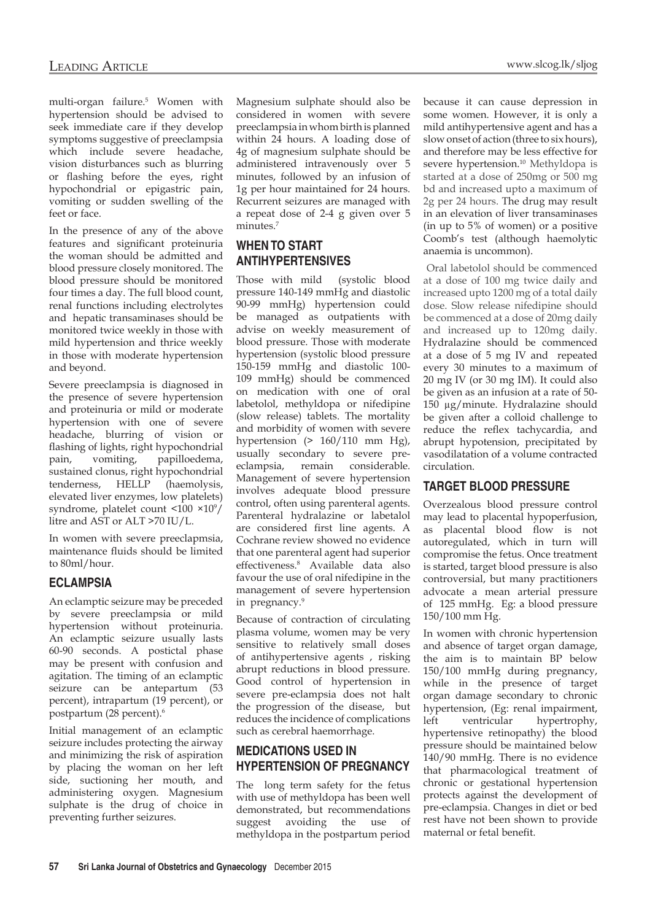multi-organ failure.[5] Women with hypertension should be advised to seek immediate care if they develop symptoms suggestive of preeclampsia which include severe headache, vision disturbances such as blurring or flashing before the eyes, right hypochondrial or epigastric pain, vomiting or sudden swelling of the feet or face.

In the presence of any of the above features and significant proteinuria the woman should be admitted and blood pressure closely monitored. The blood pressure should be monitored four times a day. The full blood count, renal functions including electrolytes and hepatic transaminases should be monitored twice weekly in those with mild hypertension and thrice weekly in those with moderate hypertension and beyond.

Severe preeclampsia is diagnosed in the presence of severe hypertension and proteinuria or mild or moderate hypertension with one of severe headache, blurring of vision or flashing of lights, right hypochondrial pain, vomiting, papilloedema, sustained clonus, right hypochondrial tenderness, HELLP (haemolysis, elevated liver enzymes, low platelets) syndrome, platelet count <100 $\times 10^9$/litre and AST or ALT >70 IU/L.

In women with severe preeclapmsia, maintenance fluids should be limited to 80ml/hour.

## ECLAMPSIA

An eclamptic seizure may be preceded by severe preeclampsia or mild hypertension without proteinuria. An eclamptic seizure usually lasts 60-90 seconds. A postictal phase may be present with confusion and agitation. The timing of an eclamptic seizure can be antepartum (53 percent), intrapartum (19 percent), or postpartum (28 percent).[6]

Initial management of an eclamptic seizure includes protecting the airway and minimizing the risk of aspiration by placing the woman on her left side, suctioning her mouth, and administering oxygen. Magnesium sulphate is the drug of choice in preventing further seizures.

Magnesium sulphate should also be considered in women with severe preeclampsia in whom birth is planned within 24 hours. A loading dose of 4g of magnesium sulphate should be administered intravenously over 5 minutes, followed by an infusion of 1g per hour maintained for 24 hours. Recurrent seizures are managed with a repeat dose of 2-4 g given over 5 minutes.[7]

## WHEN TO START ANTIHYPERTENSIVES

Those with mild (systolic blood pressure 140-149 mmHg and diastolic 90-99 mmHg) hypertension could be managed as outpatients with advise on weekly measurement of blood pressure. Those with moderate hypertension (systolic blood pressure 150-159 mmHg and diastolic 100-109 mmHg) should be commenced on medication with one of oral labetolol, methyldopa or nifedipine (slow release) tablets. The mortality and morbidity of women with severe hypertension (> 160/110 mm Hg), usually secondary to severe pre-eclampsia, remain considerable. Management of severe hypertension involves adequate blood pressure control, often using parenteral agents. Parenteral hydralazine or labetalol are considered first line agents. A Cochrane review showed no evidence that one parenteral agent had superior effectiveness.[8] Available data also favour the use of oral nifedipine in the management of severe hypertension in pregnancy.[9]

Because of contraction of circulating plasma volume, women may be very sensitive to relatively small doses of antihypertensive agents , risking abrupt reductions in blood pressure. Good control of hypertension in severe pre-eclampsia does not halt the progression of the disease, but reduces the incidence of complications such as cerebral haemorrhage.

## MEDICATIONS USED IN HYPERTENSION OF PREGNANCY

The long term safety for the fetus with use of methyldopa has been well demonstrated, but recommendations suggest avoiding the use of methyldopa in the postpartum period because it can cause depression in some women. However, it is only a mild antihypertensive agent and has a slow onset of action (three to six hours), and therefore may be less effective for severe hypertension.[10] Methyldopa is started at a dose of 250mg or 500 mg bd and increased upto a maximum of 2g per 24 hours. The drug may result in an elevation of liver transaminases (in up to 5% of women) or a positive Coomb's test (although haemolytic anaemia is uncommon).

Oral labetolol should be commenced at a dose of 100 mg twice daily and increased upto 1200 mg of a total daily dose. Slow release nifedipine should be commenced at a dose of 20mg daily and increased up to 120mg daily. Hydralazine should be commenced at a dose of 5 mg IV and repeated every 30 minutes to a maximum of 20 mg IV (or 30 mg IM). It could also be given as an infusion at a rate of 50-150 μg/minute. Hydralazine should be given after a colloid challenge to reduce the reflex tachycardia, and abrupt hypotension, precipitated by vasodilatation of a volume contracted circulation.

## TARGET BLOOD PRESSURE

Overzealous blood pressure control may lead to placental hypoperfusion, as placental blood flow is not autoregulated, which in turn will compromise the fetus. Once treatment is started, target blood pressure is also controversial, but many practitioners advocate a mean arterial pressure of 125 mmHg. Eg: a blood pressure 150/100 mm Hg.

In women with chronic hypertension and absence of target organ damage, the aim is to maintain BP below 150/100 mmHg during pregnancy, while in the presence of target organ damage secondary to chronic hypertension, (Eg: renal impairment, left ventricular hypertrophy, hypertensive retinopathy) the blood pressure should be maintained below 140/90 mmHg. There is no evidence that pharmacological treatment of chronic or gestational hypertension protects against the development of pre-eclampsia. Changes in diet or bed rest have not been shown to provide maternal or fetal benefit.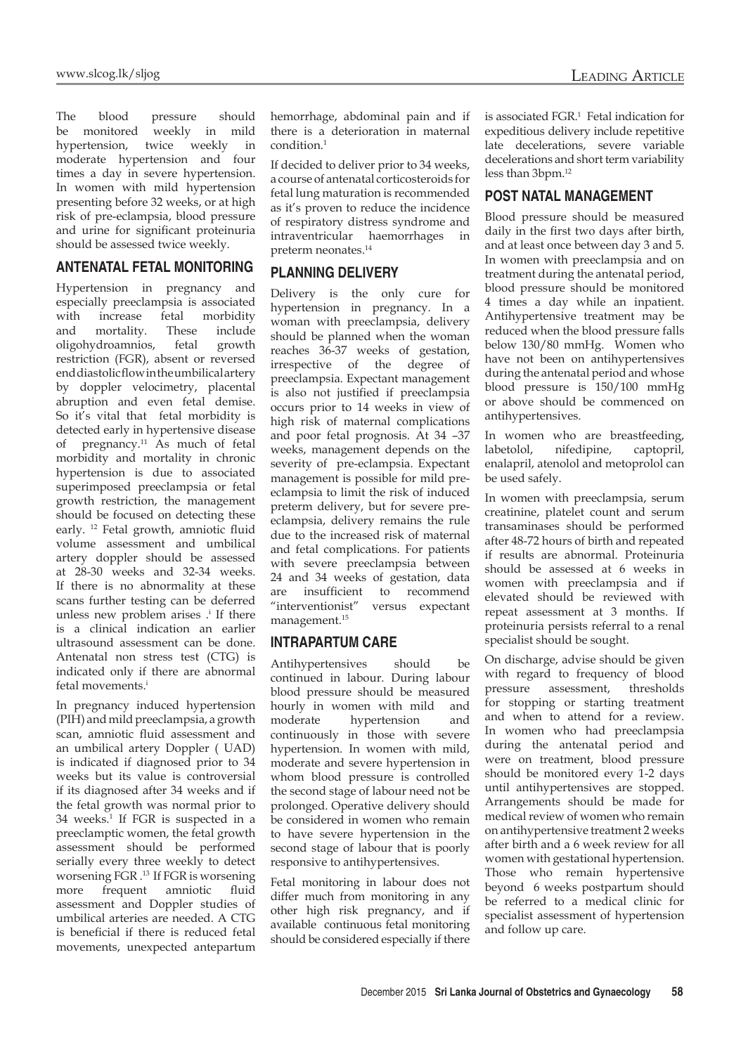The blood pressure should be monitored weekly in mild hypertension, twice weekly in moderate hypertension and four times a day in severe hypertension. In women with mild hypertension presenting before 32 weeks, or at high risk of pre-eclampsia, blood pressure and urine for significant proteinuria should be assessed twice weekly.

## ANTENATAL FETAL MONITORING

Hypertension in pregnancy and especially preeclampsia is associated with increase fetal morbidity and mortality. These include oligohydroamnios, fetal growth restriction (FGR), absent or reversed end diastolic flow in the umbilical artery by doppler velocimetry, placental abruption and even fetal demise. So it's vital that fetal morbidity is detected early in hypertensive disease of pregnancy.[11] As much of fetal morbidity and mortality in chronic hypertension is due to associated superimposed preeclampsia or fetal growth restriction, the management should be focused on detecting these early. [12] Fetal growth, amniotic fluid volume assessment and umbilical artery doppler should be assessed at 28-30 weeks and 32-34 weeks. If there is no abnormality at these scans further testing can be deferred unless new problem arises .[i] If there is a clinical indication an earlier ultrasound assessment can be done. Antenatal non stress test (CTG) is indicated only if there are abnormal fetal movements.[i]

In pregnancy induced hypertension (PIH) and mild preeclampsia, a growth scan, amniotic fluid assessment and an umbilical artery Doppler ( UAD) is indicated if diagnosed prior to 34 weeks but its value is controversial if its diagnosed after 34 weeks and if the fetal growth was normal prior to 34 weeks.[1] If FGR is suspected in a preeclamptic women, the fetal growth assessment should be performed serially every three weekly to detect worsening FGR .[13] If FGR is worsening more frequent amniotic fluid assessment and Doppler studies of umbilical arteries are needed. A CTG is beneficial if there is reduced fetal movements, unexpected antepartum hemorrhage, abdominal pain and if there is a deterioration in maternal condition.[1]

If decided to deliver prior to 34 weeks, a course of antenatal corticosteroids for fetal lung maturation is recommended as it's proven to reduce the incidence of respiratory distress syndrome and intraventricular haemorrhages in preterm neonates.[14]

## PLANNING DELIVERY

Delivery is the only cure for hypertension in pregnancy. In a woman with preeclampsia, delivery should be planned when the woman reaches 36-37 weeks of gestation, irrespective of the degree of preeclampsia. Expectant management is also not justified if preeclampsia occurs prior to 14 weeks in view of high risk of maternal complications and poor fetal prognosis. At 34 –37 weeks, management depends on the severity of pre-eclampsia. Expectant management is possible for mild pre-eclampsia to limit the risk of induced preterm delivery, but for severe pre-eclampsia, delivery remains the rule due to the increased risk of maternal and fetal complications. For patients with severe preeclampsia between 24 and 34 weeks of gestation, data are insufficient to recommend "interventionist" versus expectant management.[15]

## INTRAPARTUM CARE

Antihypertensives should be continued in labour. During labour blood pressure should be measured hourly in women with mild and moderate hypertension and continuously in those with severe hypertension. In women with mild, moderate and severe hypertension in whom blood pressure is controlled the second stage of labour need not be prolonged. Operative delivery should be considered in women who remain to have severe hypertension in the second stage of labour that is poorly responsive to antihypertensives.

Fetal monitoring in labour does not differ much from monitoring in any other high risk pregnancy, and if available continuous fetal monitoring should be considered especially if there is associated FGR.[1] Fetal indication for expeditious delivery include repetitive late decelerations, severe variable decelerations and short term variability less than 3bpm.[12]

## POST NATAL MANAGEMENT

Blood pressure should be measured daily in the first two days after birth, and at least once between day 3 and 5. In women with preeclampsia and on treatment during the antenatal period, blood pressure should be monitored 4 times a day while an inpatient. Antihypertensive treatment may be reduced when the blood pressure falls below 130/80 mmHg. Women who have not been on antihypertensives during the antenatal period and whose blood pressure is 150/100 mmHg or above should be commenced on antihypertensives.

In women who are breastfeeding, labetolol, nifedipine, captopril, enalapril, atenolol and metoprolol can be used safely.

In women with preeclampsia, serum creatinine, platelet count and serum transaminases should be performed after 48-72 hours of birth and repeated if results are abnormal. Proteinuria should be assessed at 6 weeks in women with preeclampsia and if elevated should be reviewed with repeat assessment at 3 months. If proteinuria persists referral to a renal specialist should be sought.

On discharge, advise should be given with regard to frequency of blood pressure assessment, thresholds for stopping or starting treatment and when to attend for a review. In women who had preeclampsia during the antenatal period and were on treatment, blood pressure should be monitored every 1-2 days until antihypertensives are stopped. Arrangements should be made for medical review of women who remain on antihypertensive treatment 2 weeks after birth and a 6 week review for all women with gestational hypertension. Those who remain hypertensive beyond 6 weeks postpartum should be referred to a medical clinic for specialist assessment of hypertension and follow up care.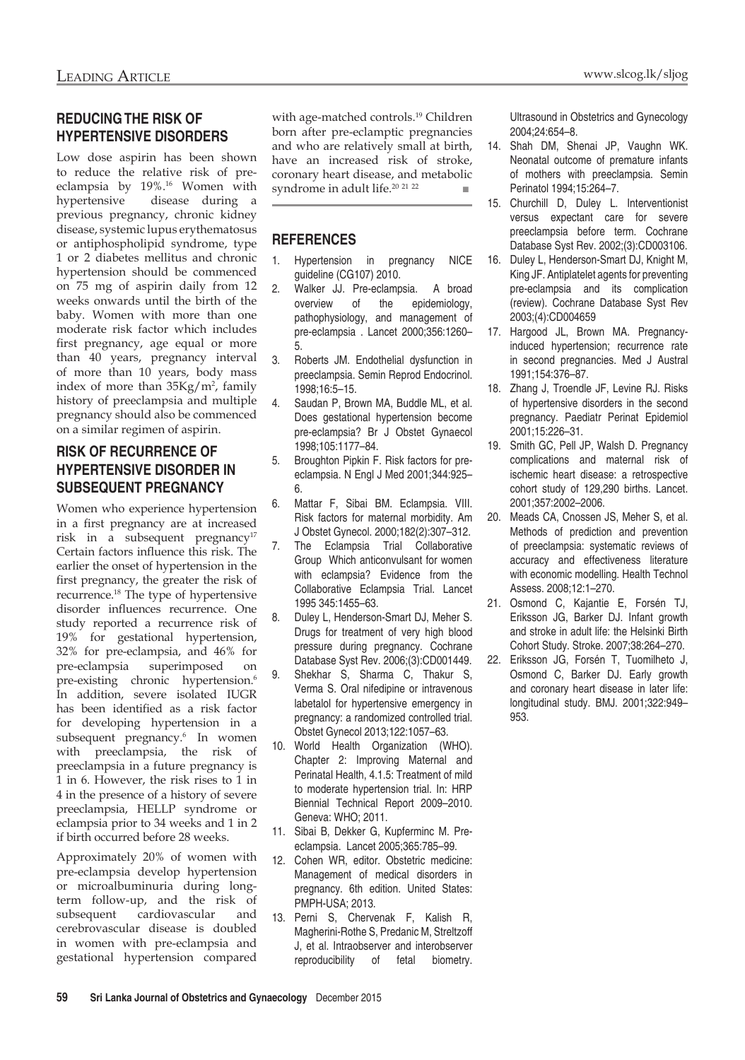## REDUCING THE RISK OF HYPERTENSIVE DISORDERS

Low dose aspirin has been shown to reduce the relative risk of pre-eclampsia by 19%.[16] Women with hypertensive disease during a previous pregnancy, chronic kidney disease, systemic lupus erythematosus or antiphospholipid syndrome, type 1 or 2 diabetes mellitus and chronic hypertension should be commenced on 75 mg of aspirin daily from 12 weeks onwards until the birth of the baby. Women with more than one moderate risk factor which includes first pregnancy, age equal or more than 40 years, pregnancy interval of more than 10 years, body mass index of more than $35Kg/m^2$, family history of preeclampsia and multiple pregnancy should also be commenced on a similar regimen of aspirin.

## RISK OF RECURRENCE OF HYPERTENSIVE DISORDER IN SUBSEQUENT PREGNANCY

Women who experience hypertension in a first pregnancy are at increased risk in a subsequent pregnancy[17] Certain factors influence this risk. The earlier the onset of hypertension in the first pregnancy, the greater the risk of recurrence.[18] The type of hypertensive disorder influences recurrence. One study reported a recurrence risk of 19% for gestational hypertension, 32% for pre-eclampsia, and 46% for pre-eclampsia superimposed on pre-existing chronic hypertension.[6] In addition, severe isolated IUGR has been identified as a risk factor for developing hypertension in a subsequent pregnancy.[6] In women with preeclampsia, the risk of preeclampsia in a future pregnancy is 1 in 6. However, the risk rises to 1 in 4 in the presence of a history of severe preeclampsia, HELLP syndrome or eclampsia prior to 34 weeks and 1 in 2 if birth occurred before 28 weeks.

Approximately 20% of women with pre-eclampsia develop hypertension or microalbuminuria during long-term follow-up, and the risk of subsequent cardiovascular and cerebrovascular disease is doubled in women with pre-eclampsia and gestational hypertension compared with age-matched controls.[19] Children born after pre-eclamptic pregnancies and who are relatively small at birth, have an increased risk of stroke, coronary heart disease, and metabolic syndrome in adult life.[20 21 22]

## REFERENCES

1. Hypertension in pregnancy NICE guideline (CG107) 2010.
2. Walker JJ. Pre-eclampsia. A broad overview of the epidemiology, pathophysiology, and management of pre-eclampsia . Lancet 2000;356:1260–5.
3. Roberts JM. Endothelial dysfunction in preeclampsia. Semin Reprod Endocrinol. 1998;16:5–15.
4. Saudan P, Brown MA, Buddle ML, et al. Does gestational hypertension become pre-eclampsia? Br J Obstet Gynaecol 1998;105:1177–84.
5. Broughton Pipkin F. Risk factors for pre-eclampsia. N Engl J Med 2001;344:925–6.
6. Mattar F, Sibai BM. Eclampsia. VIII. Risk factors for maternal morbidity. Am J Obstet Gynecol. 2000;182(2):307–312.
7. The Eclampsia Trial Collaborative Group Which anticonvulsant for women with eclampsia? Evidence from the Collaborative Eclampsia Trial. Lancet 1995 345:1455–63.
8. Duley L, Henderson-Smart DJ, Meher S. Drugs for treatment of very high blood pressure during pregnancy. Cochrane Database Syst Rev. 2006;(3):CD001449.
9. Shekhar S, Sharma C, Thakur S, Verma S. Oral nifedipine or intravenous labetalol for hypertensive emergency in pregnancy: a randomized controlled trial. Obstet Gynecol 2013;122:1057–63.
10. World Health Organization (WHO). Chapter 2: Improving Maternal and Perinatal Health, 4.1.5: Treatment of mild to moderate hypertension trial. In: HRP Biennial Technical Report 2009–2010. Geneva: WHO; 2011.
11. Sibai B, Dekker G, Kupferminc M. Pre-eclampsia. Lancet 2005;365:785–99.
12. Cohen WR, editor. Obstetric medicine: Management of medical disorders in pregnancy. 6th edition. United States: PMPH-USA; 2013.
13. Perni S, Chervenak F, Kalish R, Magherini-Rothe S, Predanic M, Streltzoff J, et al. Intraobserver and interobserver reproducibility of fetal biometry. Ultrasound in Obstetrics and Gynecology 2004;24:654–8.
14. Shah DM, Shenai JP, Vaughn WK. Neonatal outcome of premature infants of mothers with preeclampsia. Semin Perinatol 1994;15:264–7.
15. Churchill D, Duley L. Interventionist versus expectant care for severe preeclampsia before term. Cochrane Database Syst Rev. 2002;(3):CD003106.
16. Duley L, Henderson-Smart DJ, Knight M, King JF. Antiplatelet agents for preventing pre-eclampsia and its complication (review). Cochrane Database Syst Rev 2003;(4):CD004659
17. Hargood JL, Brown MA. Pregnancy-induced hypertension; recurrence rate in second pregnancies. Med J Austral 1991;154:376–87.
18. Zhang J, Troendle JF, Levine RJ. Risks of hypertensive disorders in the second pregnancy. Paediatr Perinat Epidemiol 2001;15:226–31.
19. Smith GC, Pell JP, Walsh D. Pregnancy complications and maternal risk of ischemic heart disease: a retrospective cohort study of 129,290 births. Lancet. 2001;357:2002–2006.
20. Meads CA, Cnossen JS, Meher S, et al. Methods of prediction and prevention of preeclampsia: systematic reviews of accuracy and effectiveness literature with economic modelling. Health Technol Assess. 2008;12:1–270.
21. Osmond C, Kajantie E, Forsén TJ, Eriksson JG, Barker DJ. Infant growth and stroke in adult life: the Helsinki Birth Cohort Study. Stroke. 2007;38:264–270.
22. Eriksson JG, Forsén T, Tuomilheto J, Osmond C, Barker DJ. Early growth and coronary heart disease in later life: longitudinal study. BMJ. 2001;322:949–953.